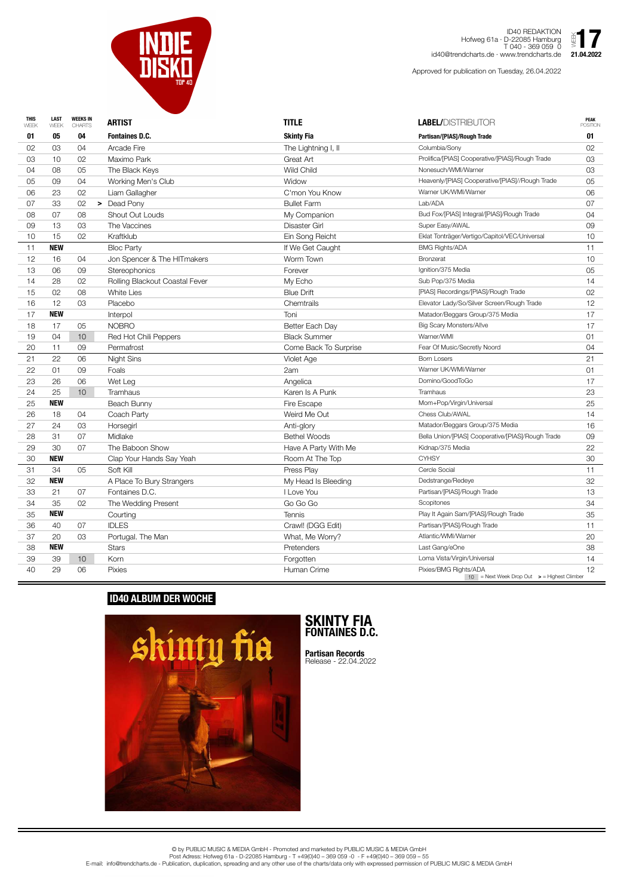# INDIE DISKO TOP 40

ID40 REDAKTION
Hofweg 61a · D-22085 Hamburg
T 040 - 369 059 0
id40@trendcharts.de · www.trendcharts.de

WEEK **17**
**21.04.2022**

Approved for publication on Tuesday, 26.04.2022

| THIS WEEK | LAST WEEK | WEEKS IN CHARTS | | ARTIST | TITLE | LABEL/DISTRIBUTOR | PEAK POSITION |
|---|---|---|---|---|---|---|---|
| **01** | **05** | **04** | | **Fontaines D.C.** | **Skinty Fia** | **Partisan/[PIAS]/Rough Trade** | **01** |
| 02 | 03 | 04 | | Arcade Fire | The Lightning I, II | Columbia/Sony | 02 |
| 03 | 10 | 02 | | Maximo Park | Great Art | Prolifica/[PIAS] Cooperative/[PIAS]/Rough Trade | 03 |
| 04 | 08 | 05 | | The Black Keys | Wild Child | Nonesuch/WMI/Warner | 03 |
| 05 | 09 | 04 | | Working Men's Club | Widow | Heavenly/[PIAS] Cooperative/[PIAS]//Rough Trade | 05 |
| 06 | 23 | 02 | | Liam Gallagher | C'mon You Know | Warner UK/WMI/Warner | 06 |
| 07 | 33 | 02 | > | Dead Pony | Bullet Farm | Lab/ADA | 07 |
| 08 | 07 | 08 | | Shout Out Louds | My Companion | Bud Fox/[PIAS] Integral/[PIAS]/Rough Trade | 04 |
| 09 | 13 | 03 | | The Vaccines | Disaster Girl | Super Easy/AWAL | 09 |
| 10 | 15 | 02 | | Kraftklub | Ein Song Reicht | Eklat Tonträger/Vertigo/Capitol/VEC/Universal | 10 |
| 11 | **NEW** | | | Bloc Party | If We Get Caught | BMG Rights/ADA | 11 |
| 12 | 16 | 04 | | Jon Spencer & The HITmakers | Worm Town | Bronzerat | 10 |
| 13 | 06 | 09 | | Stereophonics | Forever | Ignition/375 Media | 05 |
| 14 | 28 | 02 | | Rolling Blackout Coastal Fever | My Echo | Sub Pop/375 Media | 14 |
| 15 | 02 | 08 | | White Lies | Blue Drift | [PIAS] Recordings/[PIAS]/Rough Trade | 02 |
| 16 | 12 | 03 | | Placebo | Chemtrails | Elevator Lady/So/Silver Screen/Rough Trade | 12 |
| 17 | **NEW** | | | Interpol | Toni | Matador/Beggars Group/375 Media | 17 |
| 18 | 17 | 05 | | NOBRO | Better Each Day | Big Scary Monsters/Al!ve | 17 |
| 19 | 04 | 10 | | Red Hot Chili Peppers | Black Summer | Warner/WMI | 01 |
| 20 | 11 | 09 | | Permafrost | Come Back To Surprise | Fear Of Music/Secretly Noord | 04 |
| 21 | 22 | 06 | | Night Sins | Violet Age | Born Losers | 21 |
| 22 | 01 | 09 | | Foals | 2am | Warner UK/WMI/Warner | 01 |
| 23 | 26 | 06 | | Wet Leg | Angelica | Domino/GoodToGo | 17 |
| 24 | 25 | 10 | | Tramhaus | Karen Is A Punk | Tramhaus | 23 |
| 25 | **NEW** | | | Beach Bunny | Fire Escape | Mom+Pop/Virgin/Universal | 25 |
| 26 | 18 | 04 | | Coach Party | Weird Me Out | Chess Club/AWAL | 14 |
| 27 | 24 | 03 | | Horsegirl | Anti-glory | Matador/Beggars Group/375 Media | 16 |
| 28 | 31 | 07 | | Midlake | Bethel Woods | Bella Union/[PIAS] Cooperative/[PIAS]/Rough Trade | 09 |
| 29 | 30 | 07 | | The Baboon Show | Have A Party With Me | Kidnap/375 Media | 22 |
| 30 | **NEW** | | | Clap Your Hands Say Yeah | Room At The Top | CYHSY | 30 |
| 31 | 34 | 05 | | Soft Kill | Press Play | Cercle Social | 11 |
| 32 | **NEW** | | | A Place To Bury Strangers | My Head Is Bleeding | Dedstrange/Redeye | 32 |
| 33 | 21 | 07 | | Fontaines D.C. | I Love You | Partisan/[PIAS]/Rough Trade | 13 |
| 34 | 35 | 02 | | The Wedding Present | Go Go Go | Scopitones | 34 |
| 35 | **NEW** | | | Courting | Tennis | Play It Again Sam/[PIAS]/Rough Trade | 35 |
| 36 | 40 | 07 | | IDLES | Crawl! (DGG Edit) | Partisan/[PIAS]/Rough Trade | 11 |
| 37 | 20 | 03 | | Portugal. The Man | What, Me Worry? | Atlantic/WMI/Warner | 20 |
| 38 | **NEW** | | | Stars | Pretenders | Last Gang/eOne | 38 |
| 39 | 39 | 10 | | Korn | Forgotten | Loma Vista/Virgin/Universal | 14 |
| 40 | 29 | 06 | | Pixies | Human Crime | Pixies/BMG Rights/ADA | 12 |

10 = Next Week Drop Out   > = Highest Climber

## ID40 ALBUM DER WOCHE

**SKINTY FIA**
**FONTAINES D.C.**

**Partisan Records**
Release - 22.04.2022

© by PUBLIC MUSIC & MEDIA GmbH - Promoted and marketed by PUBLIC MUSIC & MEDIA GmbH
Post Adress: Hofweg 61a - D-22085 Hamburg - T +49(0)40 – 369 059 -0 - F +49(0)40 – 369 059 – 55
E-mail: info@trendcharts.de - Publication, duplication, spreading and any other use of the charts/data only with expressed permission of PUBLIC MUSIC & MEDIA GmbH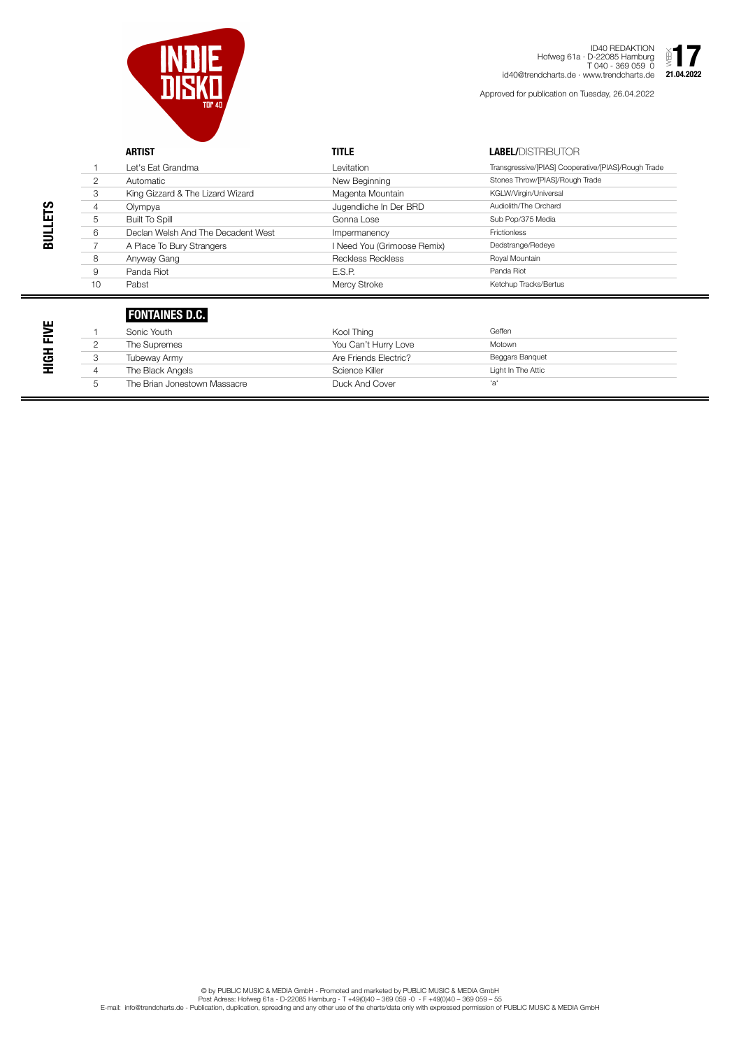# INDIE DISKO TOP 40

ID40 REDAKTION
Hofweg 61a · D-22085 Hamburg
T 040 - 369 059 0
id40@trendcharts.de · www.trendcharts.de

WEEK **17**
**21.04.2022**

Approved for publication on Tuesday, 26.04.2022

## BULLETS

| | ARTIST | TITLE | LABEL/DISTRIBUTOR |
|---|---|---|---|
| 1 | Let's Eat Grandma | Levitation | Transgressive/[PIAS] Cooperative/[PIAS]/Rough Trade |
| 2 | Automatic | New Beginning | Stones Throw/[PIAS]/Rough Trade |
| 3 | King Gizzard & The Lizard Wizard | Magenta Mountain | KGLW/Virgin/Universal |
| 4 | Olympya | Jugendliche In Der BRD | Audiolith/The Orchard |
| 5 | Built To Spill | Gonna Lose | Sub Pop/375 Media |
| 6 | Declan Welsh And The Decadent West | Impermanency | Frictionless |
| 7 | A Place To Bury Strangers | I Need You (Grimoose Remix) | Dedstrange/Redeye |
| 8 | Anyway Gang | Reckless Reckless | Royal Mountain |
| 9 | Panda Riot | E.S.P. | Panda Riot |
| 10 | Pabst | Mercy Stroke | Ketchup Tracks/Bertus |

## HIGH FIVE

**FONTAINES D.C.**

| | | | |
|---|---|---|---|
| 1 | Sonic Youth | Kool Thing | Geffen |
| 2 | The Supremes | You Can't Hurry Love | Motown |
| 3 | Tubeway Army | Are Friends Electric? | Beggars Banquet |
| 4 | The Black Angels | Science Killer | Light In The Attic |
| 5 | The Brian Jonestown Massacre | Duck And Cover | 'a' |

© by PUBLIC MUSIC & MEDIA GmbH - Promoted and marketed by PUBLIC MUSIC & MEDIA GmbH
Post Adress: Hofweg 61a - D-22085 Hamburg - T +49(0)40 – 369 059 -0 - F +49(0)40 – 369 059 – 55
E-mail: info@trendcharts.de - Publication, duplication, spreading and any other use of the charts/data only with expressed permission of PUBLIC MUSIC & MEDIA GmbH